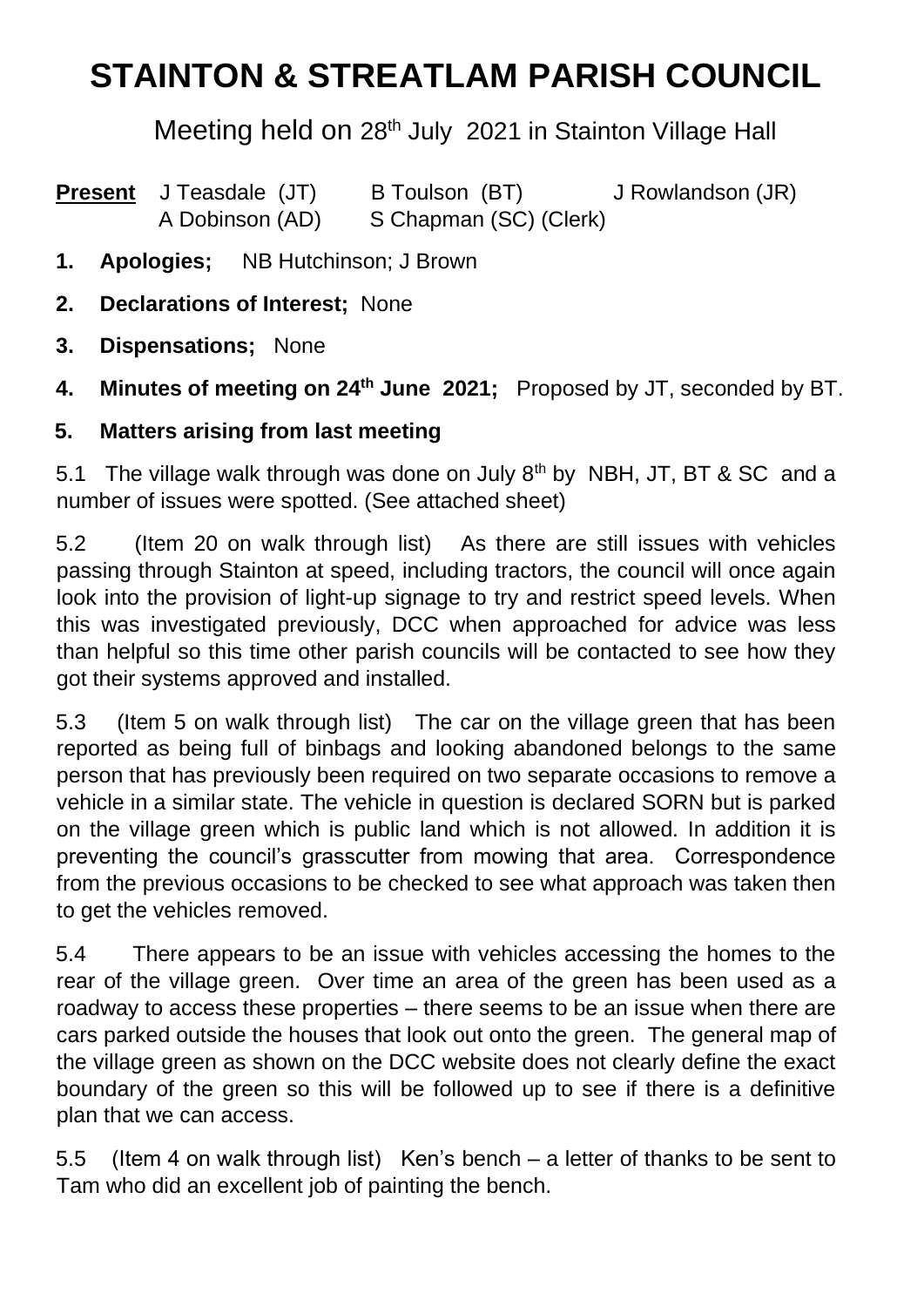# STAINTON & STREATLAM PARISH COUNCIL

Meeting held on 28th July 2021 in Stainton Village Hall

**Present** J Teasdale (JT) B Toulson (BT) J Rowlandson (JR)
A Dobinson (AD) S Chapman (SC) (Clerk)

1. **Apologies;** NB Hutchinson; J Brown
2. **Declarations of Interest;** None
3. **Dispensations;** None
4. **Minutes of meeting on 24th June 2021;** Proposed by JT, seconded by BT.
5. **Matters arising from last meeting**

5.1 The village walk through was done on July 8th by NBH, JT, BT & SC and a number of issues were spotted. (See attached sheet)

5.2 (Item 20 on walk through list) As there are still issues with vehicles passing through Stainton at speed, including tractors, the council will once again look into the provision of light-up signage to try and restrict speed levels. When this was investigated previously, DCC when approached for advice was less than helpful so this time other parish councils will be contacted to see how they got their systems approved and installed.

5.3 (Item 5 on walk through list) The car on the village green that has been reported as being full of binbags and looking abandoned belongs to the same person that has previously been required on two separate occasions to remove a vehicle in a similar state. The vehicle in question is declared SORN but is parked on the village green which is public land which is not allowed. In addition it is preventing the council's grasscutter from mowing that area. Correspondence from the previous occasions to be checked to see what approach was taken then to get the vehicles removed.

5.4 There appears to be an issue with vehicles accessing the homes to the rear of the village green. Over time an area of the green has been used as a roadway to access these properties – there seems to be an issue when there are cars parked outside the houses that look out onto the green. The general map of the village green as shown on the DCC website does not clearly define the exact boundary of the green so this will be followed up to see if there is a definitive plan that we can access.

5.5 (Item 4 on walk through list) Ken's bench – a letter of thanks to be sent to Tam who did an excellent job of painting the bench.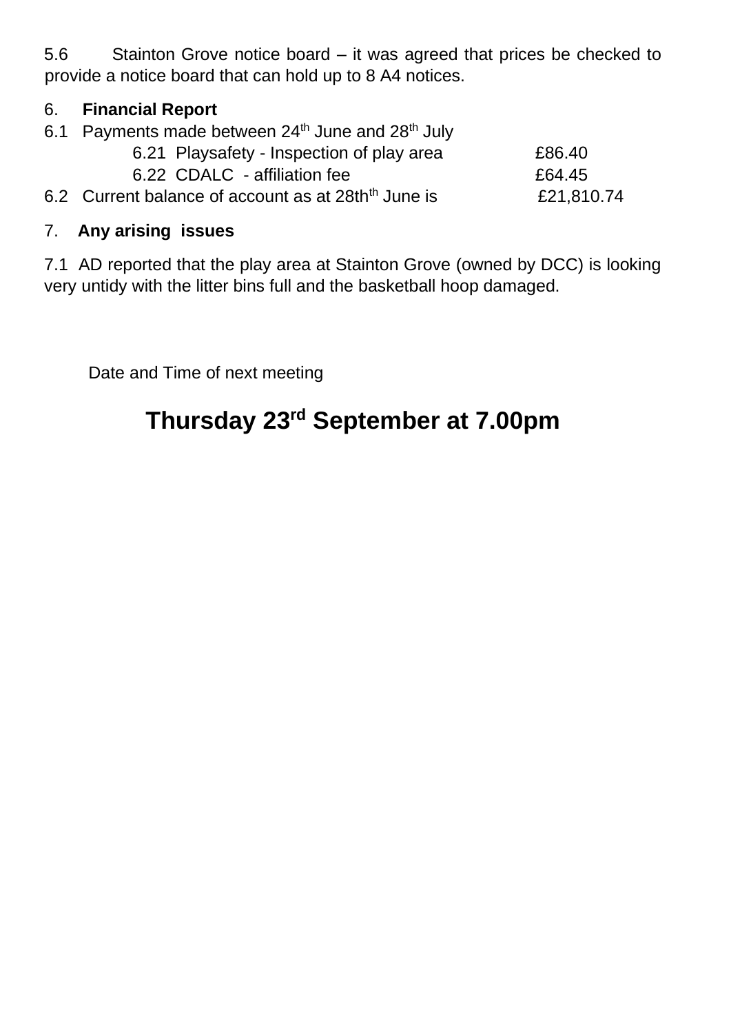5.6 Stainton Grove notice board – it was agreed that prices be checked to provide a notice board that can hold up to 8 A4 notices.

6. **Financial Report**

6.1 Payments made between 24th June and 28th July

| | |
|---|---|
| 6.21 Playsafety - Inspection of play area | £86.40 |
| 6.22 CDALC - affiliation fee | £64.45 |

6.2 Current balance of account as at 28thth June is £21,810.74

7. **Any arising issues**

7.1 AD reported that the play area at Stainton Grove (owned by DCC) is looking very untidy with the litter bins full and the basketball hoop damaged.

Date and Time of next meeting

**Thursday 23rd September at 7.00pm**